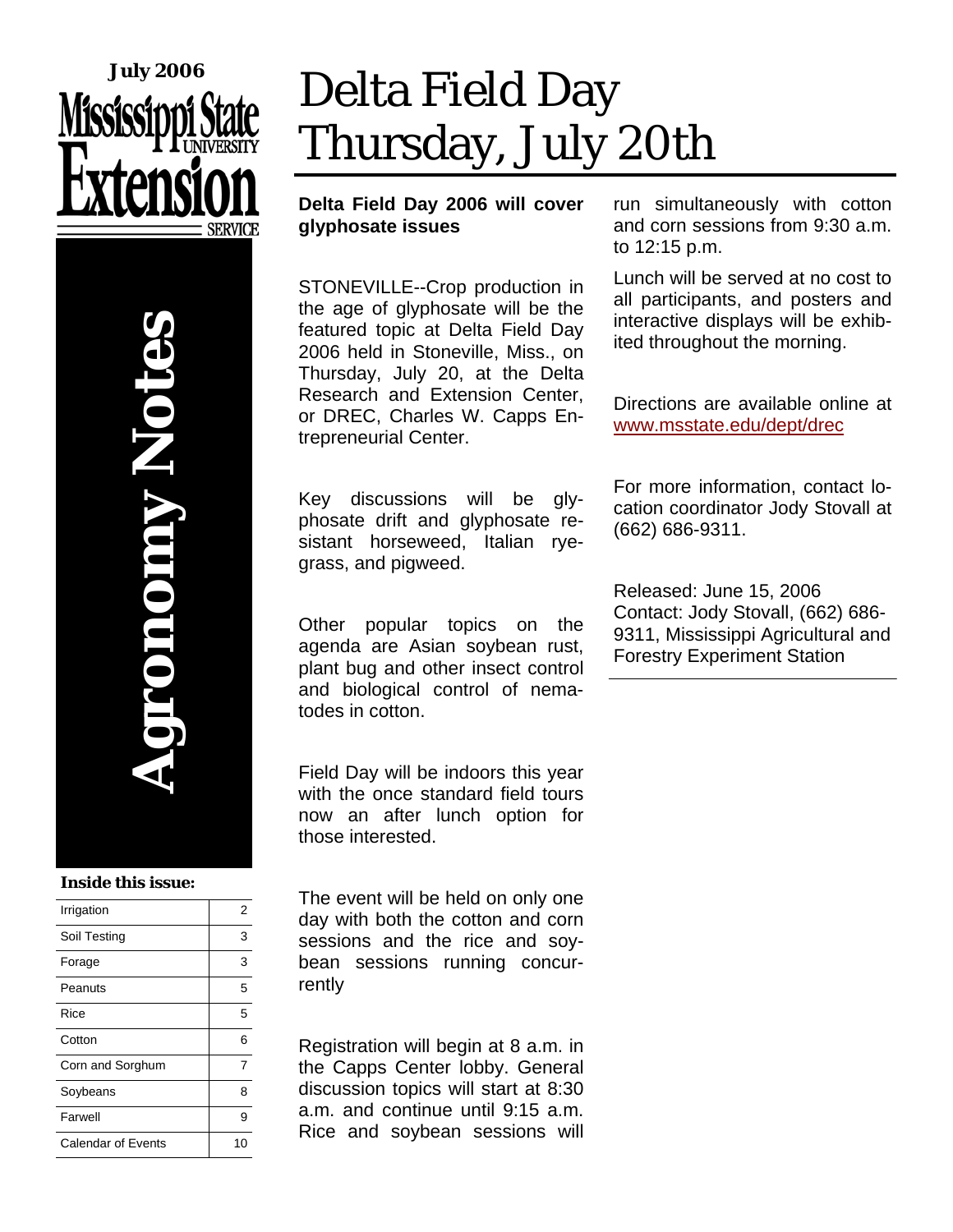July 2006

Mississippi State University Extension Service

**Agronomy Notes**

**Inside this issue:**

| | |
|---|---|
| Irrigation | 2 |
| Soil Testing | 3 |
| Forage | 3 |
| Peanuts | 5 |
| Rice | 5 |
| Cotton | 6 |
| Corn and Sorghum | 7 |
| Soybeans | 8 |
| Farwell | 9 |
| Calendar of Events | 10 |

# Delta Field Day Thursday, July 20th

**Delta Field Day 2006 will cover glyphosate issues**

STONEVILLE--Crop production in the age of glyphosate will be the featured topic at Delta Field Day 2006 held in Stoneville, Miss., on Thursday, July 20, at the Delta Research and Extension Center, or DREC, Charles W. Capps Entrepreneurial Center.

Key discussions will be glyphosate drift and glyphosate resistant horseweed, Italian ryegrass, and pigweed.

Other popular topics on the agenda are Asian soybean rust, plant bug and other insect control and biological control of nematodes in cotton.

Field Day will be indoors this year with the once standard field tours now an after lunch option for those interested.

The event will be held on only one day with both the cotton and corn sessions and the rice and soybean sessions running concurrently

Registration will begin at 8 a.m. in the Capps Center lobby. General discussion topics will start at 8:30 a.m. and continue until 9:15 a.m. Rice and soybean sessions will run simultaneously with cotton and corn sessions from 9:30 a.m. to 12:15 p.m.

Lunch will be served at no cost to all participants, and posters and interactive displays will be exhibited throughout the morning.

Directions are available online at www.msstate.edu/dept/drec

For more information, contact location coordinator Jody Stovall at (662) 686-9311.

Released: June 15, 2006
Contact: Jody Stovall, (662) 686-9311, Mississippi Agricultural and Forestry Experiment Station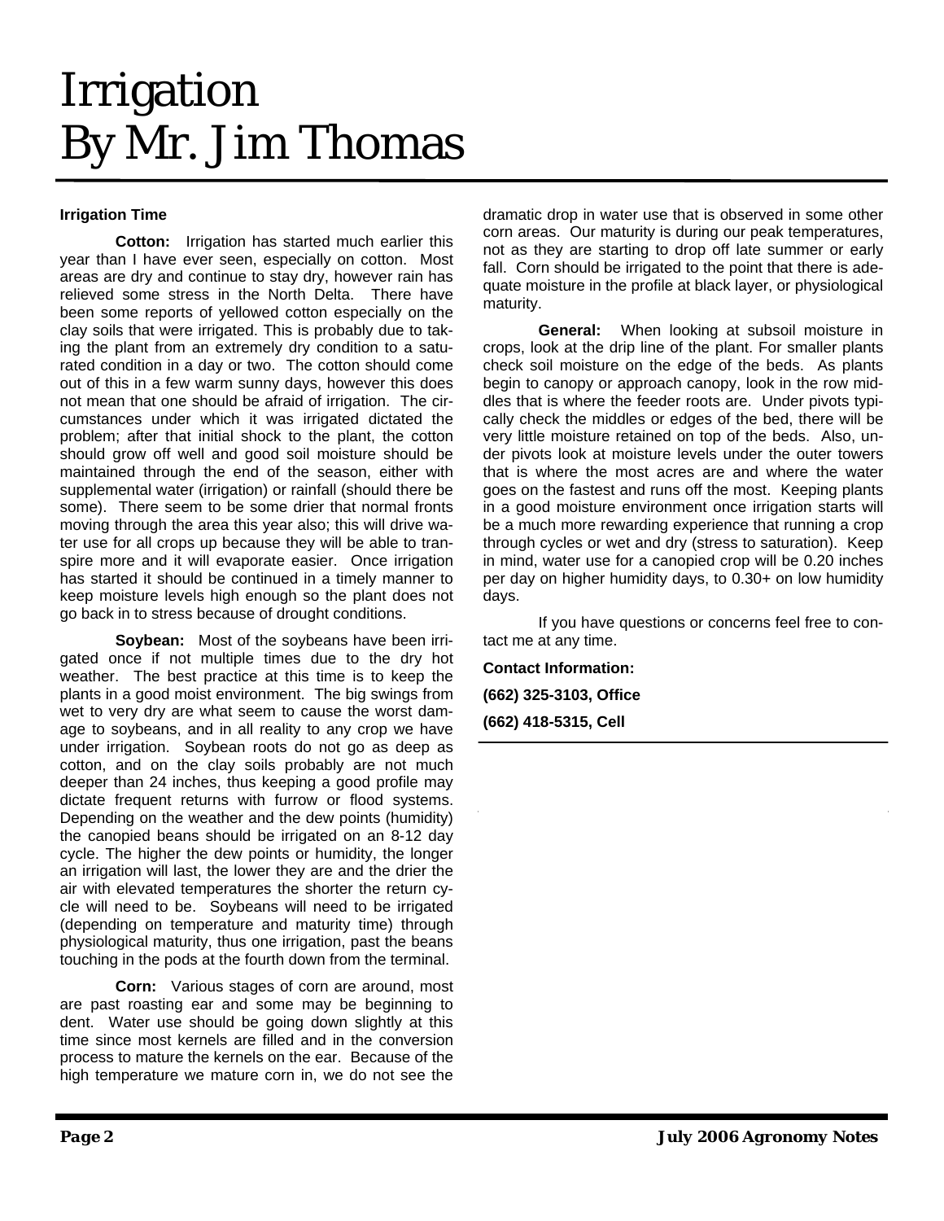# Irrigation
# By Mr. Jim Thomas

**Irrigation Time**

**Cotton:** Irrigation has started much earlier this year than I have ever seen, especially on cotton. Most areas are dry and continue to stay dry, however rain has relieved some stress in the North Delta. There have been some reports of yellowed cotton especially on the clay soils that were irrigated. This is probably due to taking the plant from an extremely dry condition to a saturated condition in a day or two. The cotton should come out of this in a few warm sunny days, however this does not mean that one should be afraid of irrigation. The circumstances under which it was irrigated dictated the problem; after that initial shock to the plant, the cotton should grow off well and good soil moisture should be maintained through the end of the season, either with supplemental water (irrigation) or rainfall (should there be some). There seem to be some drier that normal fronts moving through the area this year also; this will drive water use for all crops up because they will be able to transpire more and it will evaporate easier. Once irrigation has started it should be continued in a timely manner to keep moisture levels high enough so the plant does not go back in to stress because of drought conditions.

**Soybean:** Most of the soybeans have been irrigated once if not multiple times due to the dry hot weather. The best practice at this time is to keep the plants in a good moist environment. The big swings from wet to very dry are what seem to cause the worst damage to soybeans, and in all reality to any crop we have under irrigation. Soybean roots do not go as deep as cotton, and on the clay soils probably are not much deeper than 24 inches, thus keeping a good profile may dictate frequent returns with furrow or flood systems. Depending on the weather and the dew points (humidity) the canopied beans should be irrigated on an 8-12 day cycle. The higher the dew points or humidity, the longer an irrigation will last, the lower they are and the drier the air with elevated temperatures the shorter the return cycle will need to be. Soybeans will need to be irrigated (depending on temperature and maturity time) through physiological maturity, thus one irrigation, past the beans touching in the pods at the fourth down from the terminal.

**Corn:** Various stages of corn are around, most are past roasting ear and some may be beginning to dent. Water use should be going down slightly at this time since most kernels are filled and in the conversion process to mature the kernels on the ear. Because of the high temperature we mature corn in, we do not see the dramatic drop in water use that is observed in some other corn areas. Our maturity is during our peak temperatures, not as they are starting to drop off late summer or early fall. Corn should be irrigated to the point that there is adequate moisture in the profile at black layer, or physiological maturity.

**General:** When looking at subsoil moisture in crops, look at the drip line of the plant. For smaller plants check soil moisture on the edge of the beds. As plants begin to canopy or approach canopy, look in the row middles that is where the feeder roots are. Under pivots typically check the middles or edges of the bed, there will be very little moisture retained on top of the beds. Also, under pivots look at moisture levels under the outer towers that is where the most acres are and where the water goes on the fastest and runs off the most. Keeping plants in a good moisture environment once irrigation starts will be a much more rewarding experience that running a crop through cycles or wet and dry (stress to saturation). Keep in mind, water use for a canopied crop will be 0.20 inches per day on higher humidity days, to 0.30+ on low humidity days.

If you have questions or concerns feel free to contact me at any time.

**Contact Information:**

**(662) 325-3103, Office**

**(662) 418-5315, Cell**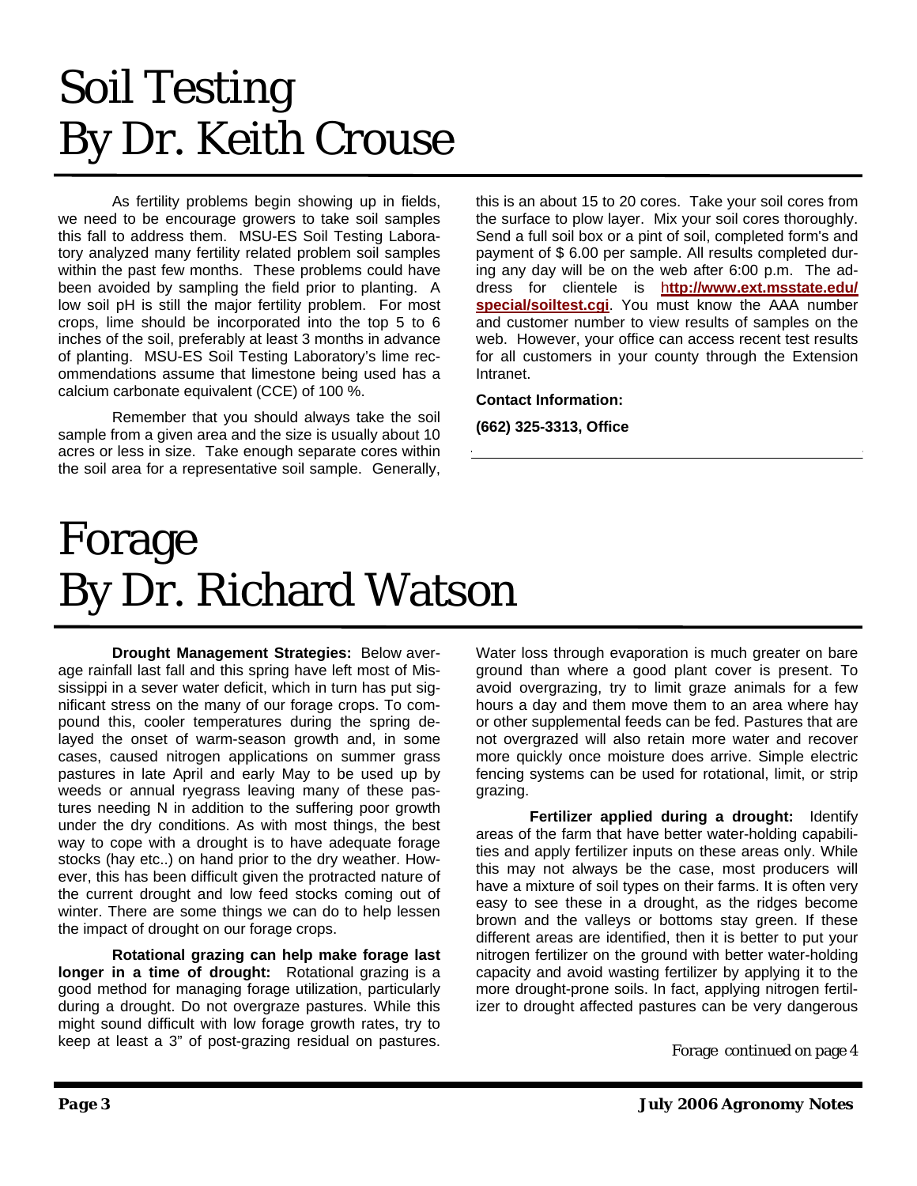# Soil Testing
# By Dr. Keith Crouse

As fertility problems begin showing up in fields, we need to be encourage growers to take soil samples this fall to address them. MSU-ES Soil Testing Laboratory analyzed many fertility related problem soil samples within the past few months. These problems could have been avoided by sampling the field prior to planting. A low soil pH is still the major fertility problem. For most crops, lime should be incorporated into the top 5 to 6 inches of the soil, preferably at least 3 months in advance of planting. MSU-ES Soil Testing Laboratory's lime recommendations assume that limestone being used has a calcium carbonate equivalent (CCE) of 100 %.

Remember that you should always take the soil sample from a given area and the size is usually about 10 acres or less in size. Take enough separate cores within the soil area for a representative soil sample. Generally, this is an about 15 to 20 cores. Take your soil cores from the surface to plow layer. Mix your soil cores thoroughly. Send a full soil box or a pint of soil, completed form's and payment of $ 6.00 per sample. All results completed during any day will be on the web after 6:00 p.m. The address for clientele is **http://www.ext.msstate.edu/special/soiltest.cgi**. You must know the AAA number and customer number to view results of samples on the web. However, your office can access recent test results for all customers in your county through the Extension Intranet.

**Contact Information:**

**(662) 325-3313, Office**

# Forage
# By Dr. Richard Watson

**Drought Management Strategies:** Below average rainfall last fall and this spring have left most of Mississippi in a sever water deficit, which in turn has put significant stress on the many of our forage crops. To compound this, cooler temperatures during the spring delayed the onset of warm-season growth and, in some cases, caused nitrogen applications on summer grass pastures in late April and early May to be used up by weeds or annual ryegrass leaving many of these pastures needing N in addition to the suffering poor growth under the dry conditions. As with most things, the best way to cope with a drought is to have adequate forage stocks (hay etc..) on hand prior to the dry weather. However, this has been difficult given the protracted nature of the current drought and low feed stocks coming out of winter. There are some things we can do to help lessen the impact of drought on our forage crops.

**Rotational grazing can help make forage last longer in a time of drought:** Rotational grazing is a good method for managing forage utilization, particularly during a drought. Do not overgraze pastures. While this might sound difficult with low forage growth rates, try to keep at least a 3" of post-grazing residual on pastures. Water loss through evaporation is much greater on bare ground than where a good plant cover is present. To avoid overgrazing, try to limit graze animals for a few hours a day and them move them to an area where hay or other supplemental feeds can be fed. Pastures that are not overgrazed will also retain more water and recover more quickly once moisture does arrive. Simple electric fencing systems can be used for rotational, limit, or strip grazing.

**Fertilizer applied during a drought:** Identify areas of the farm that have better water-holding capabilities and apply fertilizer inputs on these areas only. While this may not always be the case, most producers will have a mixture of soil types on their farms. It is often very easy to see these in a drought, as the ridges become brown and the valleys or bottoms stay green. If these different areas are identified, then it is better to put your nitrogen fertilizer on the ground with better water-holding capacity and avoid wasting fertilizer by applying it to the more drought-prone soils. In fact, applying nitrogen fertilizer to drought affected pastures can be very dangerous

*Forage continued on page 4*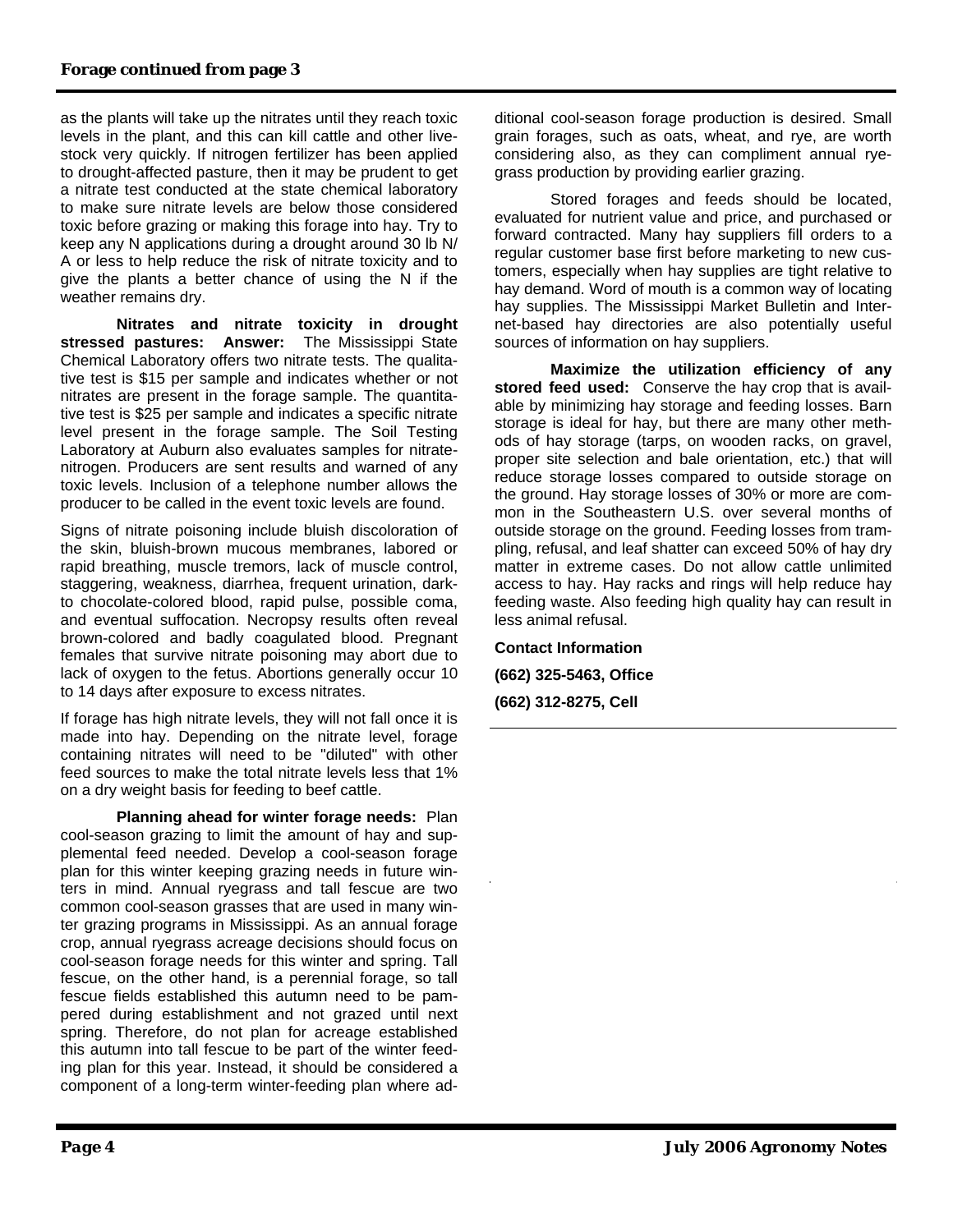**Forage continued from page 3**

as the plants will take up the nitrates until they reach toxic levels in the plant, and this can kill cattle and other livestock very quickly. If nitrogen fertilizer has been applied to drought-affected pasture, then it may be prudent to get a nitrate test conducted at the state chemical laboratory to make sure nitrate levels are below those considered toxic before grazing or making this forage into hay. Try to keep any N applications during a drought around 30 lb N/A or less to help reduce the risk of nitrate toxicity and to give the plants a better chance of using the N if the weather remains dry.

**Nitrates and nitrate toxicity in drought stressed pastures: Answer:** The Mississippi State Chemical Laboratory offers two nitrate tests. The qualitative test is $15 per sample and indicates whether or not nitrates are present in the forage sample. The quantitative test is $25 per sample and indicates a specific nitrate level present in the forage sample. The Soil Testing Laboratory at Auburn also evaluates samples for nitrate-nitrogen. Producers are sent results and warned of any toxic levels. Inclusion of a telephone number allows the producer to be called in the event toxic levels are found.

Signs of nitrate poisoning include bluish discoloration of the skin, bluish-brown mucous membranes, labored or rapid breathing, muscle tremors, lack of muscle control, staggering, weakness, diarrhea, frequent urination, dark- to chocolate-colored blood, rapid pulse, possible coma, and eventual suffocation. Necropsy results often reveal brown-colored and badly coagulated blood. Pregnant females that survive nitrate poisoning may abort due to lack of oxygen to the fetus. Abortions generally occur 10 to 14 days after exposure to excess nitrates.

If forage has high nitrate levels, they will not fall once it is made into hay. Depending on the nitrate level, forage containing nitrates will need to be "diluted" with other feed sources to make the total nitrate levels less that 1% on a dry weight basis for feeding to beef cattle.

**Planning ahead for winter forage needs:** Plan cool-season grazing to limit the amount of hay and supplemental feed needed. Develop a cool-season forage plan for this winter keeping grazing needs in future winters in mind. Annual ryegrass and tall fescue are two common cool-season grasses that are used in many winter grazing programs in Mississippi. As an annual forage crop, annual ryegrass acreage decisions should focus on cool-season forage needs for this winter and spring. Tall fescue, on the other hand, is a perennial forage, so tall fescue fields established this autumn need to be pampered during establishment and not grazed until next spring. Therefore, do not plan for acreage established this autumn into tall fescue to be part of the winter feeding plan for this year. Instead, it should be considered a component of a long-term winter-feeding plan where additional cool-season forage production is desired. Small grain forages, such as oats, wheat, and rye, are worth considering also, as they can compliment annual ryegrass production by providing earlier grazing.

Stored forages and feeds should be located, evaluated for nutrient value and price, and purchased or forward contracted. Many hay suppliers fill orders to a regular customer base first before marketing to new customers, especially when hay supplies are tight relative to hay demand. Word of mouth is a common way of locating hay supplies. The Mississippi Market Bulletin and Internet-based hay directories are also potentially useful sources of information on hay suppliers.

**Maximize the utilization efficiency of any stored feed used:** Conserve the hay crop that is available by minimizing hay storage and feeding losses. Barn storage is ideal for hay, but there are many other methods of hay storage (tarps, on wooden racks, on gravel, proper site selection and bale orientation, etc.) that will reduce storage losses compared to outside storage on the ground. Hay storage losses of 30% or more are common in the Southeastern U.S. over several months of outside storage on the ground. Feeding losses from trampling, refusal, and leaf shatter can exceed 50% of hay dry matter in extreme cases. Do not allow cattle unlimited access to hay. Hay racks and rings will help reduce hay feeding waste. Also feeding high quality hay can result in less animal refusal.

**Contact Information**

**(662) 325-5463, Office**

**(662) 312-8275, Cell**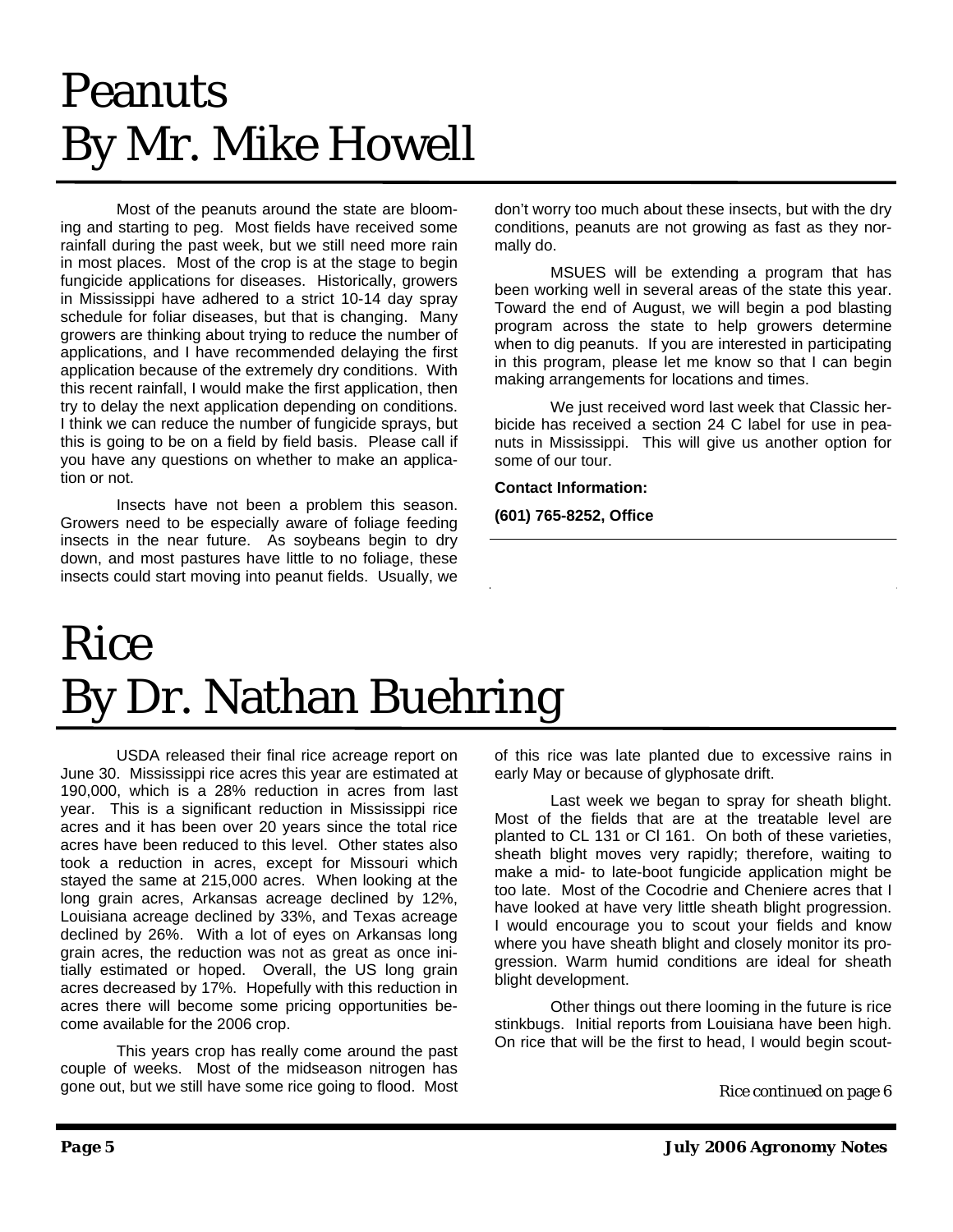# Peanuts
# By Mr. Mike Howell

Most of the peanuts around the state are blooming and starting to peg. Most fields have received some rainfall during the past week, but we still need more rain in most places. Most of the crop is at the stage to begin fungicide applications for diseases. Historically, growers in Mississippi have adhered to a strict 10-14 day spray schedule for foliar diseases, but that is changing. Many growers are thinking about trying to reduce the number of applications, and I have recommended delaying the first application because of the extremely dry conditions. With this recent rainfall, I would make the first application, then try to delay the next application depending on conditions. I think we can reduce the number of fungicide sprays, but this is going to be on a field by field basis. Please call if you have any questions on whether to make an application or not.

Insects have not been a problem this season. Growers need to be especially aware of foliage feeding insects in the near future. As soybeans begin to dry down, and most pastures have little to no foliage, these insects could start moving into peanut fields. Usually, we don't worry too much about these insects, but with the dry conditions, peanuts are not growing as fast as they normally do.

MSUES will be extending a program that has been working well in several areas of the state this year. Toward the end of August, we will begin a pod blasting program across the state to help growers determine when to dig peanuts. If you are interested in participating in this program, please let me know so that I can begin making arrangements for locations and times.

We just received word last week that Classic herbicide has received a section 24 C label for use in peanuts in Mississippi. This will give us another option for some of our tour.

**Contact Information:**

**(601) 765-8252, Office**

# Rice
# By Dr. Nathan Buehring

USDA released their final rice acreage report on June 30. Mississippi rice acres this year are estimated at 190,000, which is a 28% reduction in acres from last year. This is a significant reduction in Mississippi rice acres and it has been over 20 years since the total rice acres have been reduced to this level. Other states also took a reduction in acres, except for Missouri which stayed the same at 215,000 acres. When looking at the long grain acres, Arkansas acreage declined by 12%, Louisiana acreage declined by 33%, and Texas acreage declined by 26%. With a lot of eyes on Arkansas long grain acres, the reduction was not as great as once initially estimated or hoped. Overall, the US long grain acres decreased by 17%. Hopefully with this reduction in acres there will become some pricing opportunities become available for the 2006 crop.

This years crop has really come around the past couple of weeks. Most of the midseason nitrogen has gone out, but we still have some rice going to flood. Most of this rice was late planted due to excessive rains in early May or because of glyphosate drift.

Last week we began to spray for sheath blight. Most of the fields that are at the treatable level are planted to CL 131 or Cl 161. On both of these varieties, sheath blight moves very rapidly; therefore, waiting to make a mid- to late-boot fungicide application might be too late. Most of the Cocodrie and Cheniere acres that I have looked at have very little sheath blight progression. I would encourage you to scout your fields and know where you have sheath blight and closely monitor its progression. Warm humid conditions are ideal for sheath blight development.

Other things out there looming in the future is rice stinkbugs. Initial reports from Louisiana have been high. On rice that will be the first to head, I would begin scout-

*Rice continued on page 6*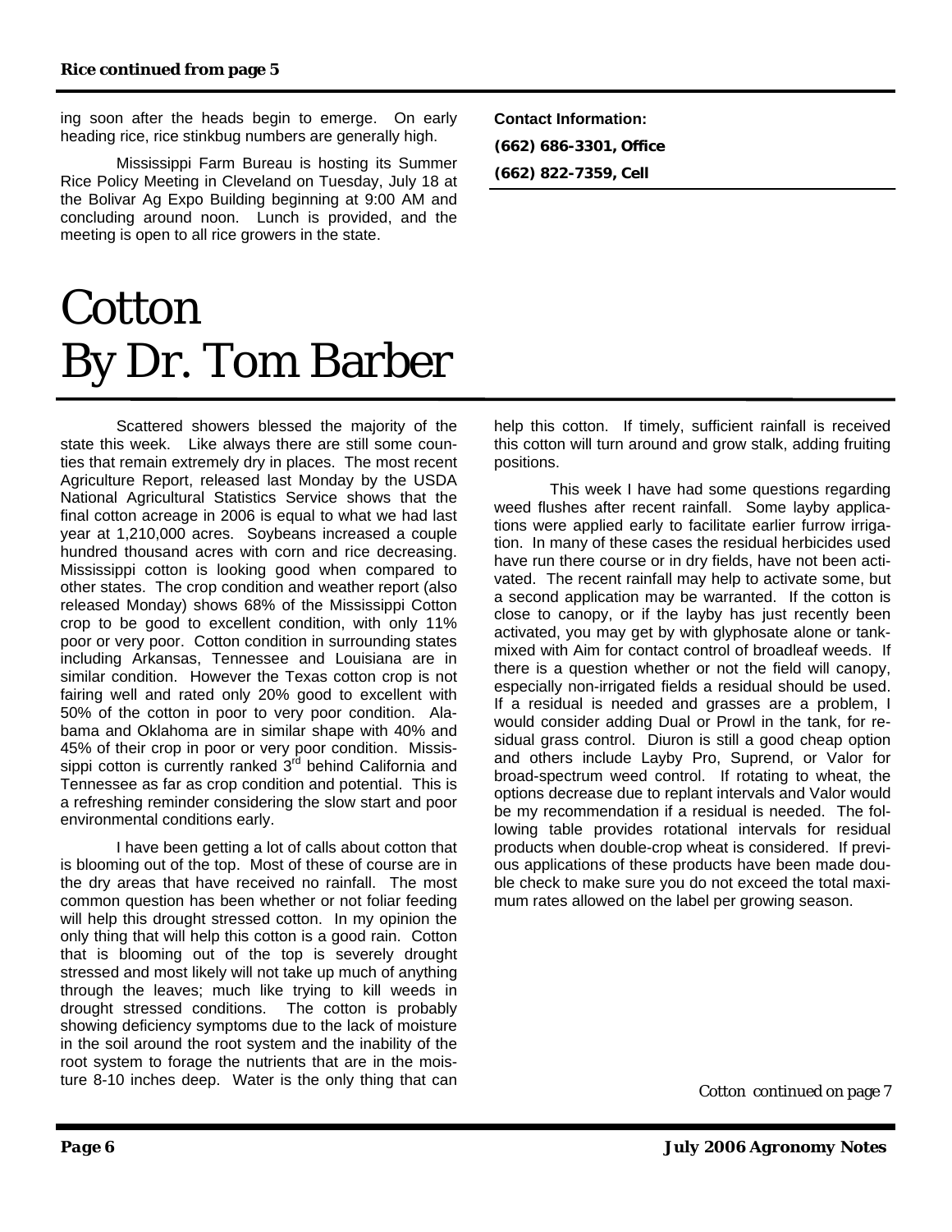**Rice continued from page 5**

ing soon after the heads begin to emerge. On early heading rice, rice stinkbug numbers are generally high.

Mississippi Farm Bureau is hosting its Summer Rice Policy Meeting in Cleveland on Tuesday, July 18 at the Bolivar Ag Expo Building beginning at 9:00 AM and concluding around noon. Lunch is provided, and the meeting is open to all rice growers in the state.

**Contact Information:**

**(662) 686-3301, Office**

**(662) 822-7359, Cell**

# Cotton
# By Dr. Tom Barber

Scattered showers blessed the majority of the state this week. Like always there are still some counties that remain extremely dry in places. The most recent Agriculture Report, released last Monday by the USDA National Agricultural Statistics Service shows that the final cotton acreage in 2006 is equal to what we had last year at 1,210,000 acres. Soybeans increased a couple hundred thousand acres with corn and rice decreasing. Mississippi cotton is looking good when compared to other states. The crop condition and weather report (also released Monday) shows 68% of the Mississippi Cotton crop to be good to excellent condition, with only 11% poor or very poor. Cotton condition in surrounding states including Arkansas, Tennessee and Louisiana are in similar condition. However the Texas cotton crop is not fairing well and rated only 20% good to excellent with 50% of the cotton in poor to very poor condition. Alabama and Oklahoma are in similar shape with 40% and 45% of their crop in poor or very poor condition. Mississippi cotton is currently ranked 3rd behind California and Tennessee as far as crop condition and potential. This is a refreshing reminder considering the slow start and poor environmental conditions early.

I have been getting a lot of calls about cotton that is blooming out of the top. Most of these of course are in the dry areas that have received no rainfall. The most common question has been whether or not foliar feeding will help this drought stressed cotton. In my opinion the only thing that will help this cotton is a good rain. Cotton that is blooming out of the top is severely drought stressed and most likely will not take up much of anything through the leaves; much like trying to kill weeds in drought stressed conditions. The cotton is probably showing deficiency symptoms due to the lack of moisture in the soil around the root system and the inability of the root system to forage the nutrients that are in the moisture 8-10 inches deep. Water is the only thing that can help this cotton. If timely, sufficient rainfall is received this cotton will turn around and grow stalk, adding fruiting positions.

This week I have had some questions regarding weed flushes after recent rainfall. Some layby applications were applied early to facilitate earlier furrow irrigation. In many of these cases the residual herbicides used have run there course or in dry fields, have not been activated. The recent rainfall may help to activate some, but a second application may be warranted. If the cotton is close to canopy, or if the layby has just recently been activated, you may get by with glyphosate alone or tank-mixed with Aim for contact control of broadleaf weeds. If there is a question whether or not the field will canopy, especially non-irrigated fields a residual should be used. If a residual is needed and grasses are a problem, I would consider adding Dual or Prowl in the tank, for residual grass control. Diuron is still a good cheap option and others include Layby Pro, Suprend, or Valor for broad-spectrum weed control. If rotating to wheat, the options decrease due to replant intervals and Valor would be my recommendation if a residual is needed. The following table provides rotational intervals for residual products when double-crop wheat is considered. If previous applications of these products have been made double check to make sure you do not exceed the total maximum rates allowed on the label per growing season.

*Cotton continued on page 7*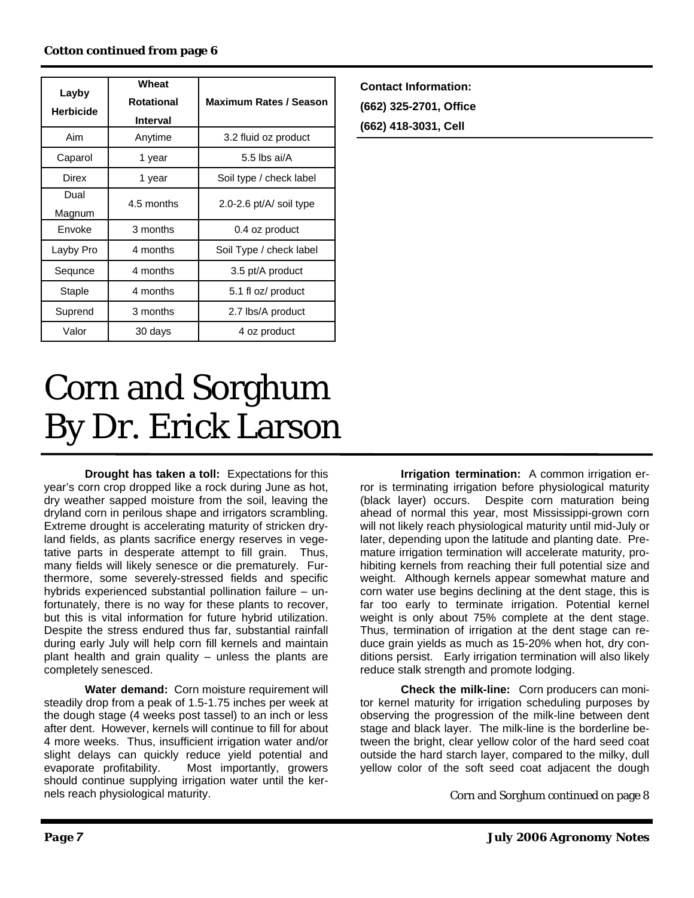**Cotton continued from page 6**

| Layby Herbicide | Wheat Rotational Interval | Maximum Rates / Season |
|---|---|---|
| Aim | Anytime | 3.2 fluid oz product |
| Caparol | 1 year | 5.5 lbs ai/A |
| Direx | 1 year | Soil type / check label |
| Dual Magnum | 4.5 months | 2.0-2.6 pt/A/ soil type |
| Envoke | 3 months | 0.4 oz product |
| Layby Pro | 4 months | Soil Type / check label |
| Sequnce | 4 months | 3.5 pt/A product |
| Staple | 4 months | 5.1 fl oz/ product |
| Suprend | 3 months | 2.7 lbs/A product |
| Valor | 30 days | 4 oz product |

**Contact Information:**
**(662) 325-2701, Office**
**(662) 418-3031, Cell**

# Corn and Sorghum
# By Dr. Erick Larson

**Drought has taken a toll:** Expectations for this year's corn crop dropped like a rock during June as hot, dry weather sapped moisture from the soil, leaving the dryland corn in perilous shape and irrigators scrambling. Extreme drought is accelerating maturity of stricken dryland fields, as plants sacrifice energy reserves in vegetative parts in desperate attempt to fill grain. Thus, many fields will likely senesce or die prematurely. Furthermore, some severely-stressed fields and specific hybrids experienced substantial pollination failure – unfortunately, there is no way for these plants to recover, but this is vital information for future hybrid utilization. Despite the stress endured thus far, substantial rainfall during early July will help corn fill kernels and maintain plant health and grain quality – unless the plants are completely senesced.

**Water demand:** Corn moisture requirement will steadily drop from a peak of 1.5-1.75 inches per week at the dough stage (4 weeks post tassel) to an inch or less after dent. However, kernels will continue to fill for about 4 more weeks. Thus, insufficient irrigation water and/or slight delays can quickly reduce yield potential and evaporate profitability. Most importantly, growers should continue supplying irrigation water until the kernels reach physiological maturity.

**Irrigation termination:** A common irrigation error is terminating irrigation before physiological maturity (black layer) occurs. Despite corn maturation being ahead of normal this year, most Mississippi-grown corn will not likely reach physiological maturity until mid-July or later, depending upon the latitude and planting date. Premature irrigation termination will accelerate maturity, prohibiting kernels from reaching their full potential size and weight. Although kernels appear somewhat mature and corn water use begins declining at the dent stage, this is far too early to terminate irrigation. Potential kernel weight is only about 75% complete at the dent stage. Thus, termination of irrigation at the dent stage can reduce grain yields as much as 15-20% when hot, dry conditions persist. Early irrigation termination will also likely reduce stalk strength and promote lodging.

**Check the milk-line:** Corn producers can monitor kernel maturity for irrigation scheduling purposes by observing the progression of the milk-line between dent stage and black layer. The milk-line is the borderline between the bright, clear yellow color of the hard seed coat outside the hard starch layer, compared to the milky, dull yellow color of the soft seed coat adjacent the dough

*Corn and Sorghum continued on page 8*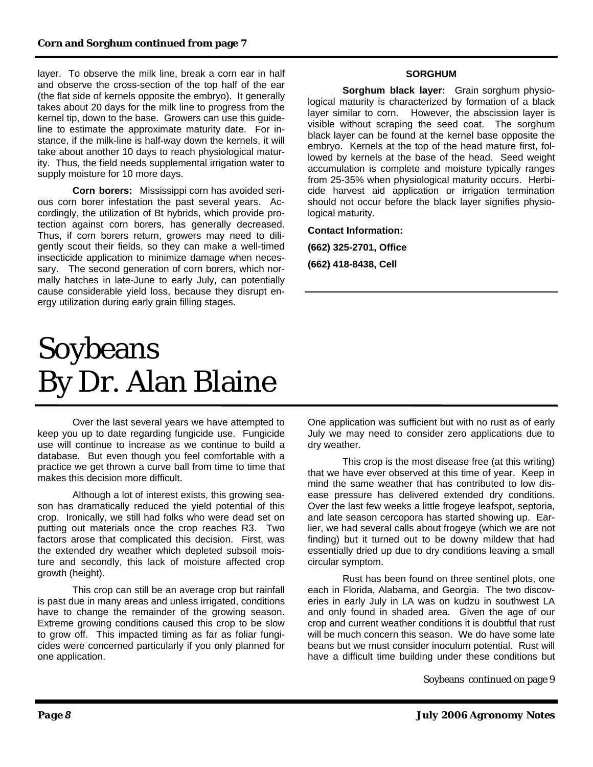**Corn and Sorghum continued from page 7**

layer. To observe the milk line, break a corn ear in half and observe the cross-section of the top half of the ear (the flat side of kernels opposite the embryo). It generally takes about 20 days for the milk line to progress from the kernel tip, down to the base. Growers can use this guideline to estimate the approximate maturity date. For instance, if the milk-line is half-way down the kernels, it will take about another 10 days to reach physiological maturity. Thus, the field needs supplemental irrigation water to supply moisture for 10 more days.

**Corn borers:** Mississippi corn has avoided serious corn borer infestation the past several years. Accordingly, the utilization of Bt hybrids, which provide protection against corn borers, has generally decreased. Thus, if corn borers return, growers may need to diligently scout their fields, so they can make a well-timed insecticide application to minimize damage when necessary. The second generation of corn borers, which normally hatches in late-June to early July, can potentially cause considerable yield loss, because they disrupt energy utilization during early grain filling stages.

**SORGHUM**

**Sorghum black layer:** Grain sorghum physiological maturity is characterized by formation of a black layer similar to corn. However, the abscission layer is visible without scraping the seed coat. The sorghum black layer can be found at the kernel base opposite the embryo. Kernels at the top of the head mature first, followed by kernels at the base of the head. Seed weight accumulation is complete and moisture typically ranges from 25-35% when physiological maturity occurs. Herbicide harvest aid application or irrigation termination should not occur before the black layer signifies physiological maturity.

**Contact Information:**

**(662) 325-2701, Office**

**(662) 418-8438, Cell**

# Soybeans
# By Dr. Alan Blaine

Over the last several years we have attempted to keep you up to date regarding fungicide use. Fungicide use will continue to increase as we continue to build a database. But even though you feel comfortable with a practice we get thrown a curve ball from time to time that makes this decision more difficult.

Although a lot of interest exists, this growing season has dramatically reduced the yield potential of this crop. Ironically, we still had folks who were dead set on putting out materials once the crop reaches R3. Two factors arose that complicated this decision. First, was the extended dry weather which depleted subsoil moisture and secondly, this lack of moisture affected crop growth (height).

This crop can still be an average crop but rainfall is past due in many areas and unless irrigated, conditions have to change the remainder of the growing season. Extreme growing conditions caused this crop to be slow to grow off. This impacted timing as far as foliar fungicides were concerned particularly if you only planned for one application. One application was sufficient but with no rust as of early July we may need to consider zero applications due to dry weather.

This crop is the most disease free (at this writing) that we have ever observed at this time of year. Keep in mind the same weather that has contributed to low disease pressure has delivered extended dry conditions. Over the last few weeks a little frogeye leafspot, septoria, and late season cercopora has started showing up. Earlier, we had several calls about frogeye (which we are not finding) but it turned out to be downy mildew that had essentially dried up due to dry conditions leaving a small circular symptom.

Rust has been found on three sentinel plots, one each in Florida, Alabama, and Georgia. The two discoveries in early July in LA was on kudzu in southwest LA and only found in shaded area. Given the age of our crop and current weather conditions it is doubtful that rust will be much concern this season. We do have some late beans but we must consider inoculum potential. Rust will have a difficult time building under these conditions but

*Soybeans continued on page 9*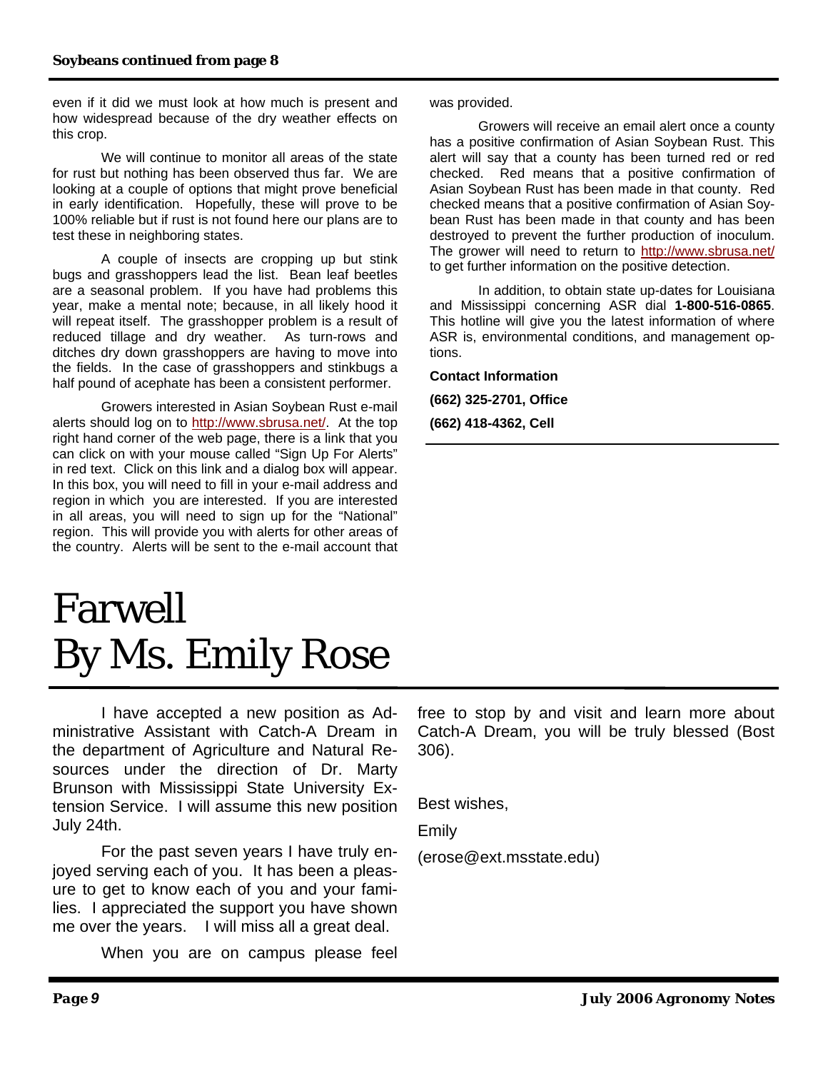**Soybeans continued from page 8**

even if it did we must look at how much is present and how widespread because of the dry weather effects on this crop.

We will continue to monitor all areas of the state for rust but nothing has been observed thus far. We are looking at a couple of options that might prove beneficial in early identification. Hopefully, these will prove to be 100% reliable but if rust is not found here our plans are to test these in neighboring states.

A couple of insects are cropping up but stink bugs and grasshoppers lead the list. Bean leaf beetles are a seasonal problem. If you have had problems this year, make a mental note; because, in all likely hood it will repeat itself. The grasshopper problem is a result of reduced tillage and dry weather. As turn-rows and ditches dry down grasshoppers are having to move into the fields. In the case of grasshoppers and stinkbugs a half pound of acephate has been a consistent performer.

Growers interested in Asian Soybean Rust e-mail alerts should log on to http://www.sbrusa.net/. At the top right hand corner of the web page, there is a link that you can click on with your mouse called "Sign Up For Alerts" in red text. Click on this link and a dialog box will appear. In this box, you will need to fill in your e-mail address and region in which you are interested. If you are interested in all areas, you will need to sign up for the "National" region. This will provide you with alerts for other areas of the country. Alerts will be sent to the e-mail account that was provided.

Growers will receive an email alert once a county has a positive confirmation of Asian Soybean Rust. This alert will say that a county has been turned red or red checked. Red means that a positive confirmation of Asian Soybean Rust has been made in that county. Red checked means that a positive confirmation of Asian Soybean Rust has been made in that county and has been destroyed to prevent the further production of inoculum. The grower will need to return to http://www.sbrusa.net/ to get further information on the positive detection.

In addition, to obtain state up-dates for Louisiana and Mississippi concerning ASR dial **1-800-516-0865**. This hotline will give you the latest information of where ASR is, environmental conditions, and management options.

**Contact Information**

**(662) 325-2701, Office**

**(662) 418-4362, Cell**

# Farwell
# By Ms. Emily Rose

I have accepted a new position as Administrative Assistant with Catch-A Dream in the department of Agriculture and Natural Resources under the direction of Dr. Marty Brunson with Mississippi State University Extension Service. I will assume this new position July 24th.

For the past seven years I have truly enjoyed serving each of you. It has been a pleasure to get to know each of you and your families. I appreciated the support you have shown me over the years. I will miss all a great deal.

When you are on campus please feel free to stop by and visit and learn more about Catch-A Dream, you will be truly blessed (Bost 306).

Best wishes,

Emily

(erose@ext.msstate.edu)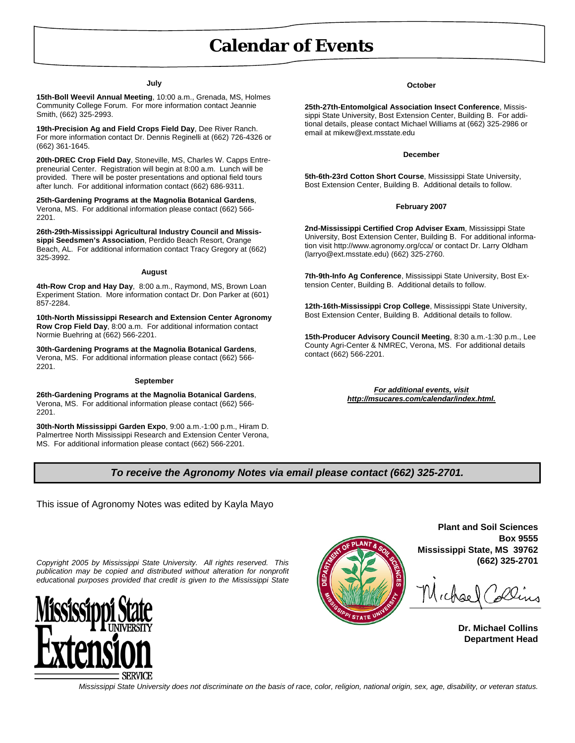# Calendar of Events

### July

**15th-Boll Weevil Annual Meeting**, 10:00 a.m., Grenada, MS, Holmes Community College Forum. For more information contact Jeannie Smith, (662) 325-2993.

**19th-Precision Ag and Field Crops Field Day**, Dee River Ranch. For more information contact Dr. Dennis Reginelli at (662) 726-4326 or (662) 361-1645.

**20th-DREC Crop Field Day**, Stoneville, MS, Charles W. Capps Entrepreneurial Center. Registration will begin at 8:00 a.m. Lunch will be provided. There will be poster presentations and optional field tours after lunch. For additional information contact (662) 686-9311.

**25th-Gardening Programs at the Magnolia Botanical Gardens**, Verona, MS. For additional information please contact (662) 566-2201.

**26th-29th-Mississippi Agricultural Industry Council and Mississippi Seedsmen's Association**, Perdido Beach Resort, Orange Beach, AL. For additional information contact Tracy Gregory at (662) 325-3992.

### August

**4th-Row Crop and Hay Day**, 8:00 a.m., Raymond, MS, Brown Loan Experiment Station. More information contact Dr. Don Parker at (601) 857-2284.

**10th-North Mississippi Research and Extension Center Agronomy Row Crop Field Day**, 8:00 a.m. For additional information contact Normie Buehring at (662) 566-2201.

**30th-Gardening Programs at the Magnolia Botanical Gardens**, Verona, MS. For additional information please contact (662) 566-2201.

### September

**26th-Gardening Programs at the Magnolia Botanical Gardens**, Verona, MS. For additional information please contact (662) 566-2201.

**30th-North Mississippi Garden Expo**, 9:00 a.m.-1:00 p.m., Hiram D. Palmertree North Mississippi Research and Extension Center Verona, MS. For additional information please contact (662) 566-2201.

### October

**25th-27th-Entomolgical Association Insect Conference**, Mississippi State University, Bost Extension Center, Building B. For additional details, please contact Michael Williams at (662) 325-2986 or email at mikew@ext.msstate.edu

### December

**5th-6th-23rd Cotton Short Course**, Mississippi State University, Bost Extension Center, Building B. Additional details to follow.

### February 2007

**2nd-Mississippi Certified Crop Adviser Exam**, Mississippi State University, Bost Extension Center, Building B. For additional information visit http://www.agronomy.org/cca/ or contact Dr. Larry Oldham (larryo@ext.msstate.edu) (662) 325-2760.

**7th-9th-Info Ag Conference**, Mississippi State University, Bost Extension Center, Building B. Additional details to follow.

**12th-16th-Mississippi Crop College**, Mississippi State University, Bost Extension Center, Building B. Additional details to follow.

**15th-Producer Advisory Council Meeting**, 8:30 a.m.-1:30 p.m., Lee County Agri-Center & NMREC, Verona, MS. For additional details contact (662) 566-2201.

***For additional events, visit http://msucares.com/calendar/index.html.***

***To receive the Agronomy Notes via email please contact (662) 325-2701.***

This issue of Agronomy Notes was edited by Kayla Mayo

*Copyright 2005 by Mississippi State University. All rights reserved. This publication may be copied and distributed without alteration for nonprofit educational purposes provided that credit is given to the Mississippi State*

Mississippi State University Extension Service

**Plant and Soil Sciences**
**Box 9555**
**Mississippi State, MS 39762**
**(662) 325-2701**

**Dr. Michael Collins**
**Department Head**

*Mississippi State University does not discriminate on the basis of race, color, religion, national origin, sex, age, disability, or veteran status.*